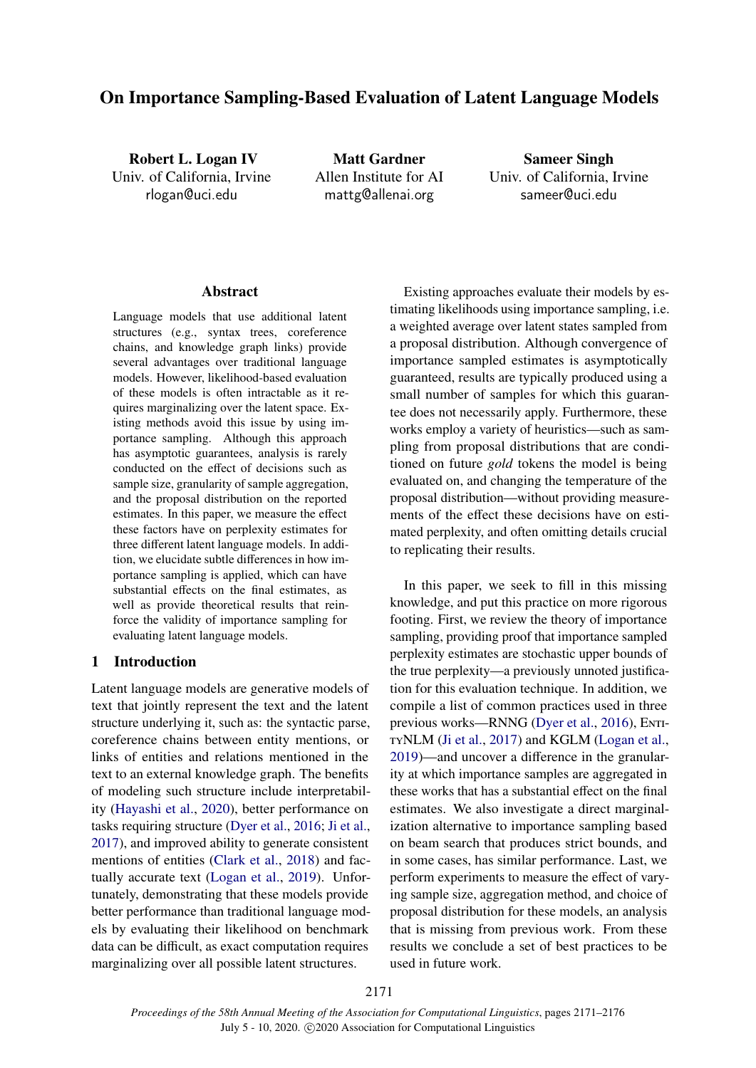# On Importance Sampling-Based Evaluation of Latent Language Models

**Robert L. Logan IV**
Univ. of California, Irvine
rlogan@uci.edu

**Matt Gardner**
Allen Institute for AI
mattg@allenai.org

**Sameer Singh**
Univ. of California, Irvine
sameer@uci.edu

## Abstract

Language models that use additional latent structures (e.g., syntax trees, coreference chains, and knowledge graph links) provide several advantages over traditional language models. However, likelihood-based evaluation of these models is often intractable as it requires marginalizing over the latent space. Existing methods avoid this issue by using importance sampling. Although this approach has asymptotic guarantees, analysis is rarely conducted on the effect of decisions such as sample size, granularity of sample aggregation, and the proposal distribution on the reported estimates. In this paper, we measure the effect these factors have on perplexity estimates for three different latent language models. In addition, we elucidate subtle differences in how importance sampling is applied, which can have substantial effects on the final estimates, as well as provide theoretical results that reinforce the validity of importance sampling for evaluating latent language models.

## 1 Introduction

Latent language models are generative models of text that jointly represent the text and the latent structure underlying it, such as: the syntactic parse, coreference chains between entity mentions, or links of entities and relations mentioned in the text to an external knowledge graph. The benefits of modeling such structure include interpretability (Hayashi et al., 2020), better performance on tasks requiring structure (Dyer et al., 2016; Ji et al., 2017), and improved ability to generate consistent mentions of entities (Clark et al., 2018) and factually accurate text (Logan et al., 2019). Unfortunately, demonstrating that these models provide better performance than traditional language models by evaluating their likelihood on benchmark data can be difficult, as exact computation requires marginalizing over all possible latent structures.

Existing approaches evaluate their models by estimating likelihoods using importance sampling, i.e. a weighted average over latent states sampled from a proposal distribution. Although convergence of importance sampled estimates is asymptotically guaranteed, results are typically produced using a small number of samples for which this guarantee does not necessarily apply. Furthermore, these works employ a variety of heuristics—such as sampling from proposal distributions that are conditioned on future *gold* tokens the model is being evaluated on, and changing the temperature of the proposal distribution—without providing measurements of the effect these decisions have on estimated perplexity, and often omitting details crucial to replicating their results.

In this paper, we seek to fill in this missing knowledge, and put this practice on more rigorous footing. First, we review the theory of importance sampling, providing proof that importance sampled perplexity estimates are stochastic upper bounds of the true perplexity—a previously unnoted justification for this evaluation technique. In addition, we compile a list of common practices used in three previous works—RNNG (Dyer et al., 2016), EntityNLM (Ji et al., 2017) and KGLM (Logan et al., 2019)—and uncover a difference in the granularity at which importance samples are aggregated in these works that has a substantial effect on the final estimates. We also investigate a direct marginalization alternative to importance sampling based on beam search that produces strict bounds, and in some cases, has similar performance. Last, we perform experiments to measure the effect of varying sample size, aggregation method, and choice of proposal distribution for these models, an analysis that is missing from previous work. From these results we conclude a set of best practices to be used in future work.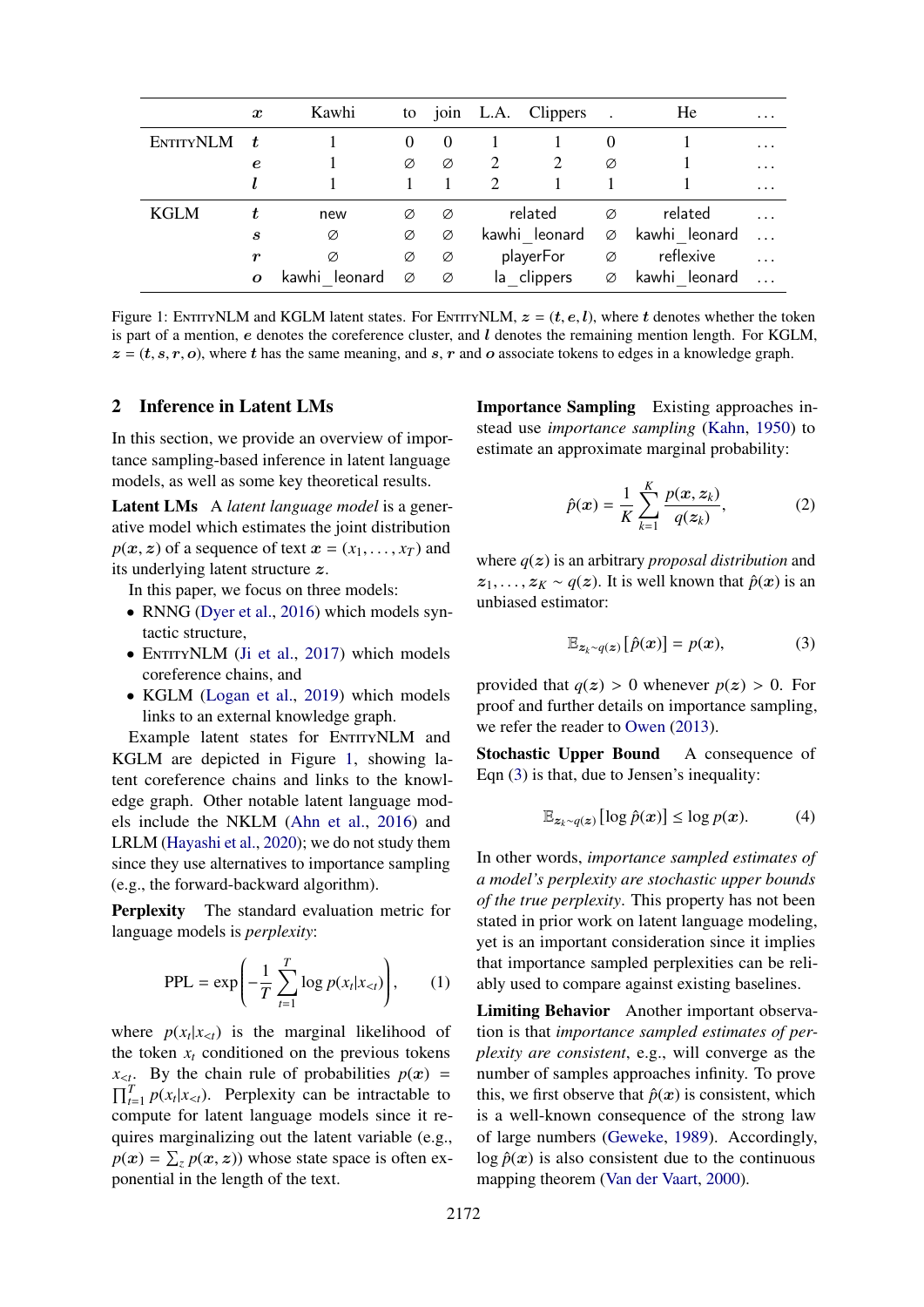|  | $\boldsymbol{x}$ | Kawhi | to | join | L.A. | Clippers | . | He | ... |
|---|---|---|---|---|---|---|---|---|---|
| EntityNLM | $\boldsymbol{t}$ | 1 | 0 | 0 | 1 | 1 | 0 | 1 | ... |
|  | $\boldsymbol{e}$ | 1 | ∅ | ∅ | 2 | 2 | ∅ | 1 | ... |
|  | $\boldsymbol{l}$ | 1 | 1 | 1 | 2 | 1 | 1 | 1 | ... |
| KGLM | $\boldsymbol{t}$ | new | ∅ | ∅ | related | | ∅ | related | ... |
|  | $\boldsymbol{s}$ | ∅ | ∅ | ∅ | kawhi_leonard | | ∅ | kawhi_leonard | ... |
|  | $\boldsymbol{r}$ | ∅ | ∅ | ∅ | playerFor | | ∅ | reflexive | ... |
|  | $\boldsymbol{o}$ | kawhi_leonard | ∅ | ∅ | la_clippers | | ∅ | kawhi_leonard | ... |

Figure 1: EntityNLM and KGLM latent states. For EntityNLM, $\boldsymbol{z} = (\boldsymbol{t}, \boldsymbol{e}, \boldsymbol{l})$, where $\boldsymbol{t}$ denotes whether the token is part of a mention, $\boldsymbol{e}$ denotes the coreference cluster, and $\boldsymbol{l}$ denotes the remaining mention length. For KGLM, $\boldsymbol{z} = (\boldsymbol{t}, \boldsymbol{s}, \boldsymbol{r}, \boldsymbol{o})$, where $\boldsymbol{t}$ has the same meaning, and $\boldsymbol{s}$, $\boldsymbol{r}$ and $\boldsymbol{o}$ associate tokens to edges in a knowledge graph.

## 2 Inference in Latent LMs

In this section, we provide an overview of importance sampling-based inference in latent language models, as well as some key theoretical results.

**Latent LMs** A *latent language model* is a generative model which estimates the joint distribution $p(\boldsymbol{x}, \boldsymbol{z})$ of a sequence of text $\boldsymbol{x} = (x_1, \ldots, x_T)$ and its underlying latent structure $\boldsymbol{z}$.

In this paper, we focus on three models:

- RNNG (Dyer et al., 2016) which models syntactic structure,
- EntityNLM (Ji et al., 2017) which models coreference chains, and
- KGLM (Logan et al., 2019) which models links to an external knowledge graph.

Example latent states for EntityNLM and KGLM are depicted in Figure 1, showing latent coreference chains and links to the knowledge graph. Other notable latent language models include the NKLM (Ahn et al., 2016) and LRLM (Hayashi et al., 2020); we do not study them since they use alternatives to importance sampling (e.g., the forward-backward algorithm).

**Perplexity** The standard evaluation metric for language models is *perplexity*:

$$\text{PPL} = \exp\left(-\frac{1}{T}\sum_{t=1}^{T} \log p(x_t|x_{<t})\right), \quad (1)$$

where $p(x_t|x_{<t})$ is the marginal likelihood of the token $x_t$ conditioned on the previous tokens $x_{<t}$. By the chain rule of probabilities $p(\boldsymbol{x}) = \prod_{t=1}^{T} p(x_t|x_{<t})$. Perplexity can be intractable to compute for latent language models since it requires marginalizing out the latent variable (e.g., $p(\boldsymbol{x}) = \sum_{z} p(\boldsymbol{x}, \boldsymbol{z})$) whose state space is often exponential in the length of the text.

**Importance Sampling** Existing approaches instead use *importance sampling* (Kahn, 1950) to estimate an approximate marginal probability:

$$\hat{p}(\boldsymbol{x}) = \frac{1}{K}\sum_{k=1}^{K} \frac{p(\boldsymbol{x}, \boldsymbol{z}_k)}{q(\boldsymbol{z}_k)}, \quad (2)$$

where $q(\boldsymbol{z})$ is an arbitrary *proposal distribution* and $\boldsymbol{z}_1, \ldots, \boldsymbol{z}_K \sim q(\boldsymbol{z})$. It is well known that $\hat{p}(\boldsymbol{x})$ is an unbiased estimator:

$$\mathbb{E}_{\boldsymbol{z}_k \sim q(\boldsymbol{z})}\left[\hat{p}(\boldsymbol{x})\right] = p(\boldsymbol{x}), \quad (3)$$

provided that $q(\boldsymbol{z}) > 0$ whenever $p(\boldsymbol{z}) > 0$. For proof and further details on importance sampling, we refer the reader to Owen (2013).

**Stochastic Upper Bound** A consequence of Eqn (3) is that, due to Jensen's inequality:

$$\mathbb{E}_{\boldsymbol{z}_k \sim q(\boldsymbol{z})}\left[\log \hat{p}(\boldsymbol{x})\right] \leq \log p(\boldsymbol{x}). \quad (4)$$

In other words, *importance sampled estimates of a model's perplexity are stochastic upper bounds of the true perplexity*. This property has not been stated in prior work on latent language modeling, yet is an important consideration since it implies that importance sampled perplexities can be reliably used to compare against existing baselines.

**Limiting Behavior** Another important observation is that *importance sampled estimates of perplexity are consistent*, e.g., will converge as the number of samples approaches infinity. To prove this, we first observe that $\hat{p}(\boldsymbol{x})$ is consistent, which is a well-known consequence of the strong law of large numbers (Geweke, 1989). Accordingly, $\log \hat{p}(\boldsymbol{x})$ is also consistent due to the continuous mapping theorem (Van der Vaart, 2000).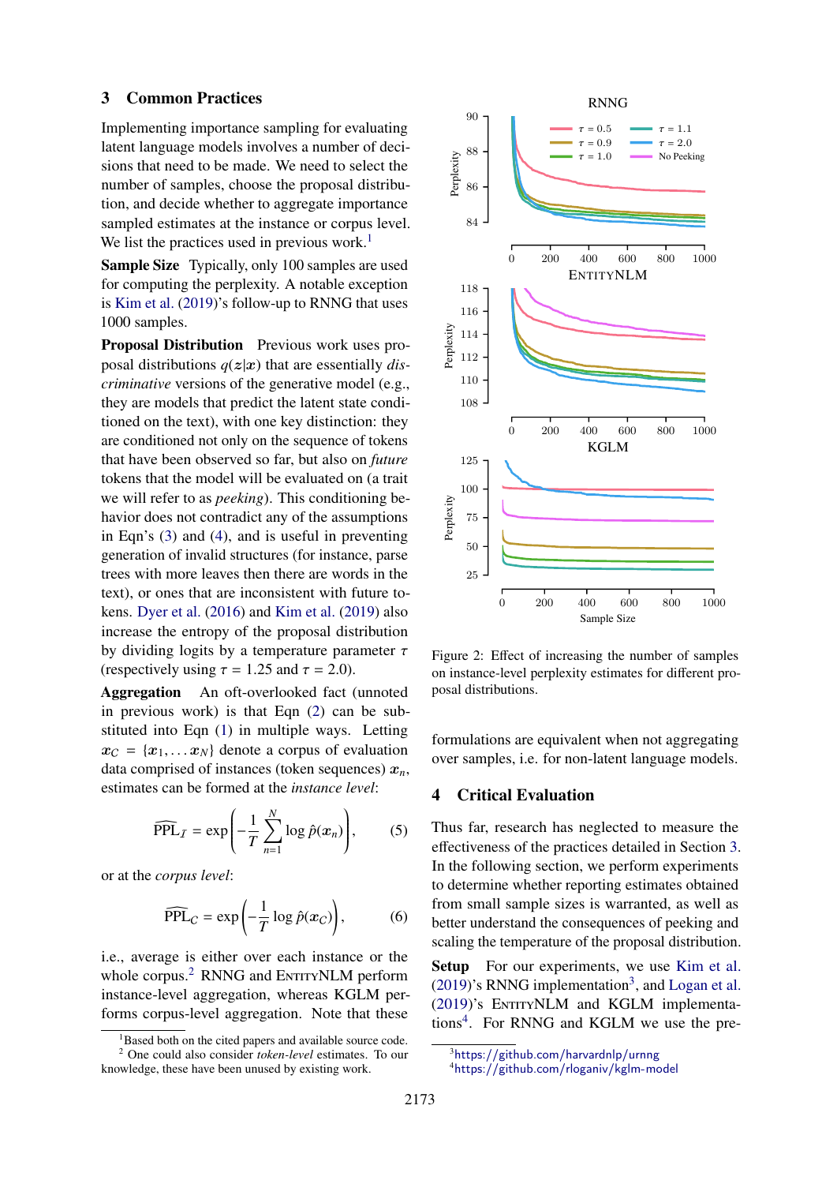## 3 Common Practices

Implementing importance sampling for evaluating latent language models involves a number of decisions that need to be made. We need to select the number of samples, choose the proposal distribution, and decide whether to aggregate importance sampled estimates at the instance or corpus level. We list the practices used in previous work.[1]

**Sample Size** Typically, only 100 samples are used for computing the perplexity. A notable exception is Kim et al. (2019)'s follow-up to RNNG that uses 1000 samples.

**Proposal Distribution** Previous work uses proposal distributions $q(\boldsymbol{z}|\boldsymbol{x})$ that are essentially *discriminative* versions of the generative model (e.g., they are models that predict the latent state conditioned on the text), with one key distinction: they are conditioned not only on the sequence of tokens that have been observed so far, but also on *future* tokens that the model will be evaluated on (a trait we will refer to as *peeking*). This conditioning behavior does not contradict any of the assumptions in Eqn's (3) and (4), and is useful in preventing generation of invalid structures (for instance, parse trees with more leaves then there are words in the text), or ones that are inconsistent with future tokens. Dyer et al. (2016) and Kim et al. (2019) also increase the entropy of the proposal distribution by dividing logits by a temperature parameter $\tau$ (respectively using $\tau = 1.25$ and $\tau = 2.0$).

**Aggregation** An oft-overlooked fact (unnoted in previous work) is that Eqn (2) can be substituted into Eqn (1) in multiple ways. Letting $\boldsymbol{x}_C = \{\boldsymbol{x}_1, \ldots \boldsymbol{x}_N\}$ denote a corpus of evaluation data comprised of instances (token sequences) $\boldsymbol{x}_n$, estimates can be formed at the *instance level*:

$$\widehat{\text{PPL}}_I = \exp\left(-\frac{1}{T}\sum_{n=1}^{N}\log \hat{p}(\boldsymbol{x}_n)\right), \quad (5)$$

or at the *corpus level*:

$$\widehat{\text{PPL}}_C = \exp\left(-\frac{1}{T}\log \hat{p}(\boldsymbol{x}_C)\right), \quad (6)$$

i.e., average is either over each instance or the whole corpus.[2] RNNG and EntityNLM perform instance-level aggregation, whereas KGLM performs corpus-level aggregation. Note that these formulations are equivalent when not aggregating over samples, i.e. for non-latent language models.

[1] Based both on the cited papers and available source code.
[2] One could also consider *token-level* estimates. To our knowledge, these have been unused by existing work.

Figure 2: Effect of increasing the number of samples on instance-level perplexity estimates for different proposal distributions.

## 4 Critical Evaluation

Thus far, research has neglected to measure the effectiveness of the practices detailed in Section 3. In the following section, we perform experiments to determine whether reporting estimates obtained from small sample sizes is warranted, as well as better understand the consequences of peeking and scaling the temperature of the proposal distribution.

**Setup** For our experiments, we use Kim et al. (2019)'s RNNG implementation[3], and Logan et al. (2019)'s EntityNLM and KGLM implementations[4]. For RNNG and KGLM we use the pre-

[3] https://github.com/harvardnlp/urnng
[4] https://github.com/rloganiv/kglm-model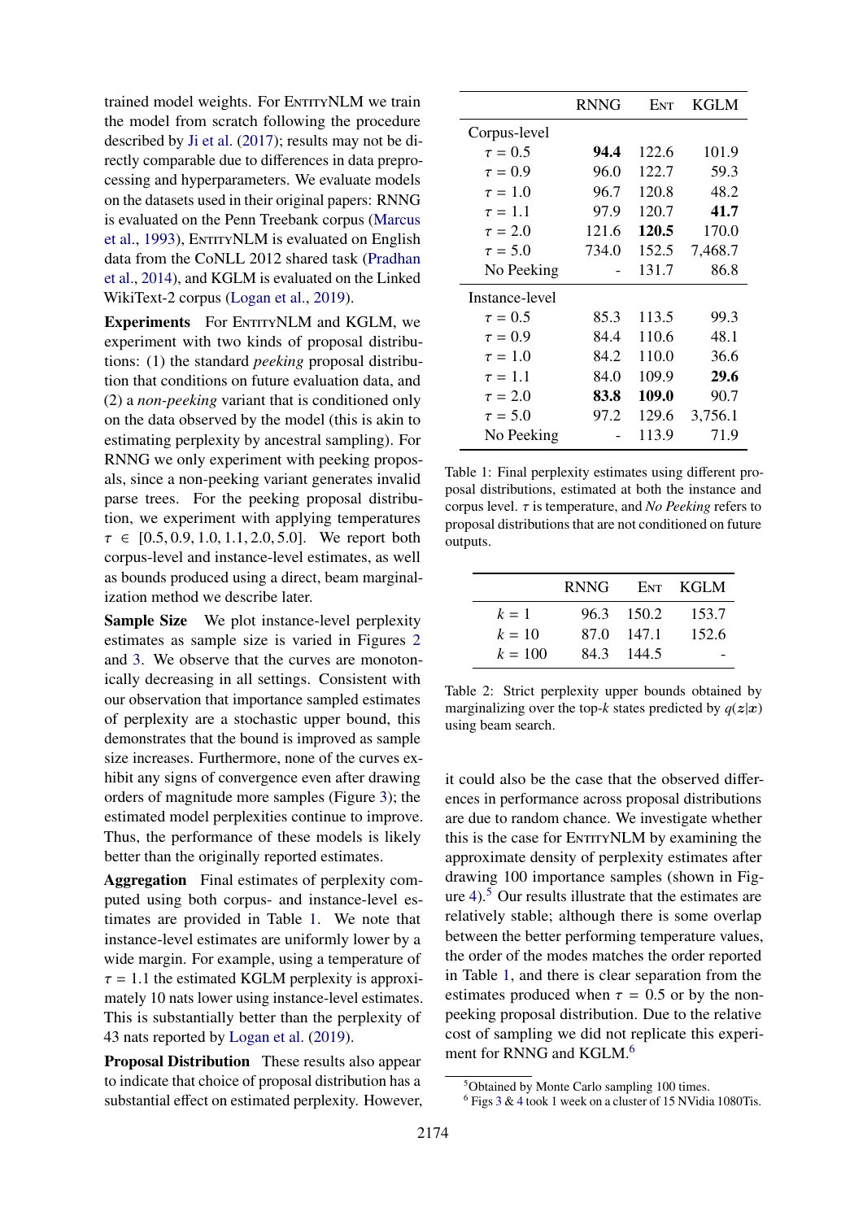trained model weights. For EntityNLM we train the model from scratch following the procedure described by Ji et al. (2017); results may not be directly comparable due to differences in data preprocessing and hyperparameters. We evaluate models on the datasets used in their original papers: RNNG is evaluated on the Penn Treebank corpus (Marcus et al., 1993), EntityNLM is evaluated on English data from the CoNLL 2012 shared task (Pradhan et al., 2014), and KGLM is evaluated on the Linked WikiText-2 corpus (Logan et al., 2019).

**Experiments** For EntityNLM and KGLM, we experiment with two kinds of proposal distributions: (1) the standard *peeking* proposal distribution that conditions on future evaluation data, and (2) a *non-peeking* variant that is conditioned only on the data observed by the model (this is akin to estimating perplexity by ancestral sampling). For RNNG we only experiment with peeking proposals, since a non-peeking variant generates invalid parse trees. For the peeking proposal distribution, we experiment with applying temperatures $\tau \in [0.5, 0.9, 1.0, 1.1, 2.0, 5.0]$. We report both corpus-level and instance-level estimates, as well as bounds produced using a direct, beam marginalization method we describe later.

**Sample Size** We plot instance-level perplexity estimates as sample size is varied in Figures 2 and 3. We observe that the curves are monotonically decreasing in all settings. Consistent with our observation that importance sampled estimates of perplexity are a stochastic upper bound, this demonstrates that the bound is improved as sample size increases. Furthermore, none of the curves exhibit any signs of convergence even after drawing orders of magnitude more samples (Figure 3); the estimated model perplexities continue to improve. Thus, the performance of these models is likely better than the originally reported estimates.

**Aggregation** Final estimates of perplexity computed using both corpus- and instance-level estimates are provided in Table 1. We note that instance-level estimates are uniformly lower by a wide margin. For example, using a temperature of $\tau = 1.1$ the estimated KGLM perplexity is approximately 10 nats lower using instance-level estimates. This is substantially better than the perplexity of 43 nats reported by Logan et al. (2019).

**Proposal Distribution** These results also appear to indicate that choice of proposal distribution has a substantial effect on estimated perplexity. However, it could also be the case that the observed differences in performance across proposal distributions are due to random chance. We investigate whether this is the case for EntityNLM by examining the approximate density of perplexity estimates after drawing 100 importance samples (shown in Figure 4).[5] Our results illustrate that the estimates are relatively stable; although there is some overlap between the better performing temperature values, the order of the modes matches the order reported in Table 1, and there is clear separation from the estimates produced when $\tau = 0.5$ or by the non-peeking proposal distribution. Due to the relative cost of sampling we did not replicate this experiment for RNNG and KGLM.[6]

| | RNNG | Ent | KGLM |
|---|---|---|---|
| Corpus-level | | | |
| $\tau = 0.5$ | **94.4** | 122.6 | 101.9 |
| $\tau = 0.9$ | 96.0 | 122.7 | 59.3 |
| $\tau = 1.0$ | 96.7 | 120.8 | 48.2 |
| $\tau = 1.1$ | 97.9 | 120.7 | **41.7** |
| $\tau = 2.0$ | 121.6 | **120.5** | 170.0 |
| $\tau = 5.0$ | 734.0 | 152.5 | 7,468.7 |
| No Peeking | - | 131.7 | 86.8 |
| Instance-level | | | |
| $\tau = 0.5$ | 85.3 | 113.5 | 99.3 |
| $\tau = 0.9$ | 84.4 | 110.6 | 48.1 |
| $\tau = 1.0$ | 84.2 | 110.0 | 36.6 |
| $\tau = 1.1$ | 84.0 | 109.9 | **29.6** |
| $\tau = 2.0$ | **83.8** | **109.0** | 90.7 |
| $\tau = 5.0$ | 97.2 | 129.6 | 3,756.1 |
| No Peeking | - | 113.9 | 71.9 |

Table 1: Final perplexity estimates using different proposal distributions, estimated at both the instance and corpus level. $\tau$ is temperature, and *No Peeking* refers to proposal distributions that are not conditioned on future outputs.

| | RNNG | Ent | KGLM |
|---|---|---|---|
| $k = 1$ | 96.3 | 150.2 | 153.7 |
| $k = 10$ | 87.0 | 147.1 | 152.6 |
| $k = 100$ | 84.3 | 144.5 | - |

Table 2: Strict perplexity upper bounds obtained by marginalizing over the top-$k$ states predicted by $q(\boldsymbol{z}|\boldsymbol{x})$ using beam search.

[5] Obtained by Monte Carlo sampling 100 times.

[6] Figs 3 & 4 took 1 week on a cluster of 15 NVidia 1080Tis.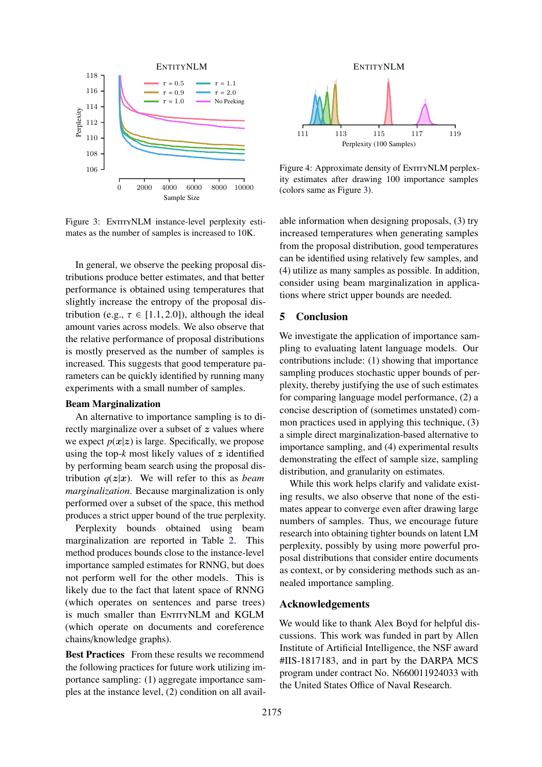Figure 3: EntityNLM instance-level perplexity estimates as the number of samples is increased to 10K.

Figure 4: Approximate density of EntityNLM perplexity estimates after drawing 100 importance samples (colors same as Figure 3).

In general, we observe the peeking proposal distributions produce better estimates, and that better performance is obtained using temperatures that slightly increase the entropy of the proposal distribution (e.g., $\tau \in [1.1, 2.0]$), although the ideal amount varies across models. We also observe that the relative performance of proposal distributions is mostly preserved as the number of samples is increased. This suggests that good temperature parameters can be quickly identified by running many experiments with a small number of samples.

**Beam Marginalization**

An alternative to importance sampling is to directly marginalize over a subset of $\boldsymbol{z}$ values where we expect $p(\boldsymbol{x}|\boldsymbol{z})$ is large. Specifically, we propose using the top-$k$ most likely values of $\boldsymbol{z}$ identified by performing beam search using the proposal distribution $q(\boldsymbol{z}|\boldsymbol{x})$. We will refer to this as *beam marginalization*. Because marginalization is only performed over a subset of the space, this method produces a strict upper bound of the true perplexity.

Perplexity bounds obtained using beam marginalization are reported in Table 2. This method produces bounds close to the instance-level importance sampled estimates for RNNG, but does not perform well for the other models. This is likely due to the fact that latent space of RNNG (which operates on sentences and parse trees) is much smaller than EntityNLM and KGLM (which operate on documents and coreference chains/knowledge graphs).

**Best Practices** From these results we recommend the following practices for future work utilizing importance sampling: (1) aggregate importance samples at the instance level, (2) condition on all available information when designing proposals, (3) try increased temperatures when generating samples from the proposal distribution, good temperatures can be identified using relatively few samples, and (4) utilize as many samples as possible. In addition, consider using beam marginalization in applications where strict upper bounds are needed.

## 5 Conclusion

We investigate the application of importance sampling to evaluating latent language models. Our contributions include: (1) showing that importance sampling produces stochastic upper bounds of perplexity, thereby justifying the use of such estimates for comparing language model performance, (2) a concise description of (sometimes unstated) common practices used in applying this technique, (3) a simple direct marginalization-based alternative to importance sampling, and (4) experimental results demonstrating the effect of sample size, sampling distribution, and granularity on estimates.

While this work helps clarify and validate existing results, we also observe that none of the estimates appear to converge even after drawing large numbers of samples. Thus, we encourage future research into obtaining tighter bounds on latent LM perplexity, possibly by using more powerful proposal distributions that consider entire documents as context, or by considering methods such as annealed importance sampling.

## Acknowledgements

We would like to thank Alex Boyd for helpful discussions. This work was funded in part by Allen Institute of Artificial Intelligence, the NSF award #IIS-1817183, and in part by the DARPA MCS program under contract No. N660011924033 with the United States Office of Naval Research.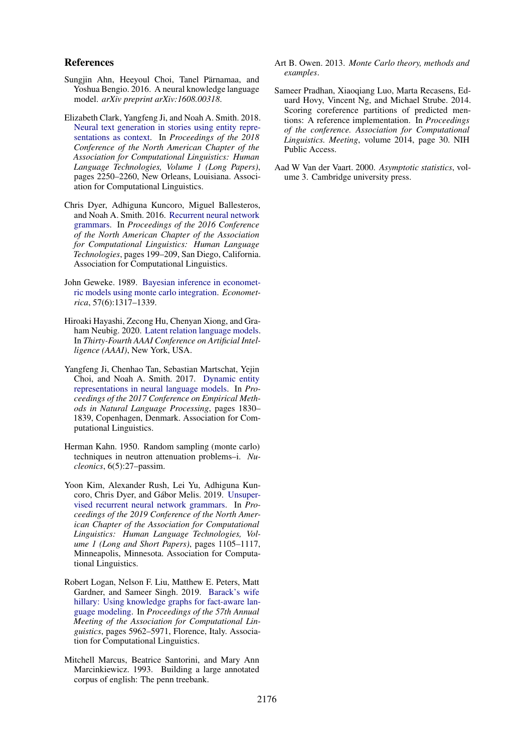## References

Sungjin Ahn, Heeyoul Choi, Tanel Pärnamaa, and Yoshua Bengio. 2016. A neural knowledge language model. *arXiv preprint arXiv:1608.00318*.

Elizabeth Clark, Yangfeng Ji, and Noah A. Smith. 2018. Neural text generation in stories using entity representations as context. In *Proceedings of the 2018 Conference of the North American Chapter of the Association for Computational Linguistics: Human Language Technologies, Volume 1 (Long Papers)*, pages 2250–2260, New Orleans, Louisiana. Association for Computational Linguistics.

Chris Dyer, Adhiguna Kuncoro, Miguel Ballesteros, and Noah A. Smith. 2016. Recurrent neural network grammars. In *Proceedings of the 2016 Conference of the North American Chapter of the Association for Computational Linguistics: Human Language Technologies*, pages 199–209, San Diego, California. Association for Computational Linguistics.

John Geweke. 1989. Bayesian inference in econometric models using monte carlo integration. *Econometrica*, 57(6):1317–1339.

Hiroaki Hayashi, Zecong Hu, Chenyan Xiong, and Graham Neubig. 2020. Latent relation language models. In *Thirty-Fourth AAAI Conference on Artificial Intelligence (AAAI)*, New York, USA.

Yangfeng Ji, Chenhao Tan, Sebastian Martschat, Yejin Choi, and Noah A. Smith. 2017. Dynamic entity representations in neural language models. In *Proceedings of the 2017 Conference on Empirical Methods in Natural Language Processing*, pages 1830–1839, Copenhagen, Denmark. Association for Computational Linguistics.

Herman Kahn. 1950. Random sampling (monte carlo) techniques in neutron attenuation problems–i. *Nucleonics*, 6(5):27–passim.

Yoon Kim, Alexander Rush, Lei Yu, Adhiguna Kuncoro, Chris Dyer, and Gábor Melis. 2019. Unsupervised recurrent neural network grammars. In *Proceedings of the 2019 Conference of the North American Chapter of the Association for Computational Linguistics: Human Language Technologies, Volume 1 (Long and Short Papers)*, pages 1105–1117, Minneapolis, Minnesota. Association for Computational Linguistics.

Robert Logan, Nelson F. Liu, Matthew E. Peters, Matt Gardner, and Sameer Singh. 2019. Barack's wife hillary: Using knowledge graphs for fact-aware language modeling. In *Proceedings of the 57th Annual Meeting of the Association for Computational Linguistics*, pages 5962–5971, Florence, Italy. Association for Computational Linguistics.

Mitchell Marcus, Beatrice Santorini, and Mary Ann Marcinkiewicz. 1993. Building a large annotated corpus of english: The penn treebank.

Art B. Owen. 2013. *Monte Carlo theory, methods and examples*.

Sameer Pradhan, Xiaoqiang Luo, Marta Recasens, Eduard Hovy, Vincent Ng, and Michael Strube. 2014. Scoring coreference partitions of predicted mentions: A reference implementation. In *Proceedings of the conference. Association for Computational Linguistics. Meeting*, volume 2014, page 30. NIH Public Access.

Aad W Van der Vaart. 2000. *Asymptotic statistics*, volume 3. Cambridge university press.